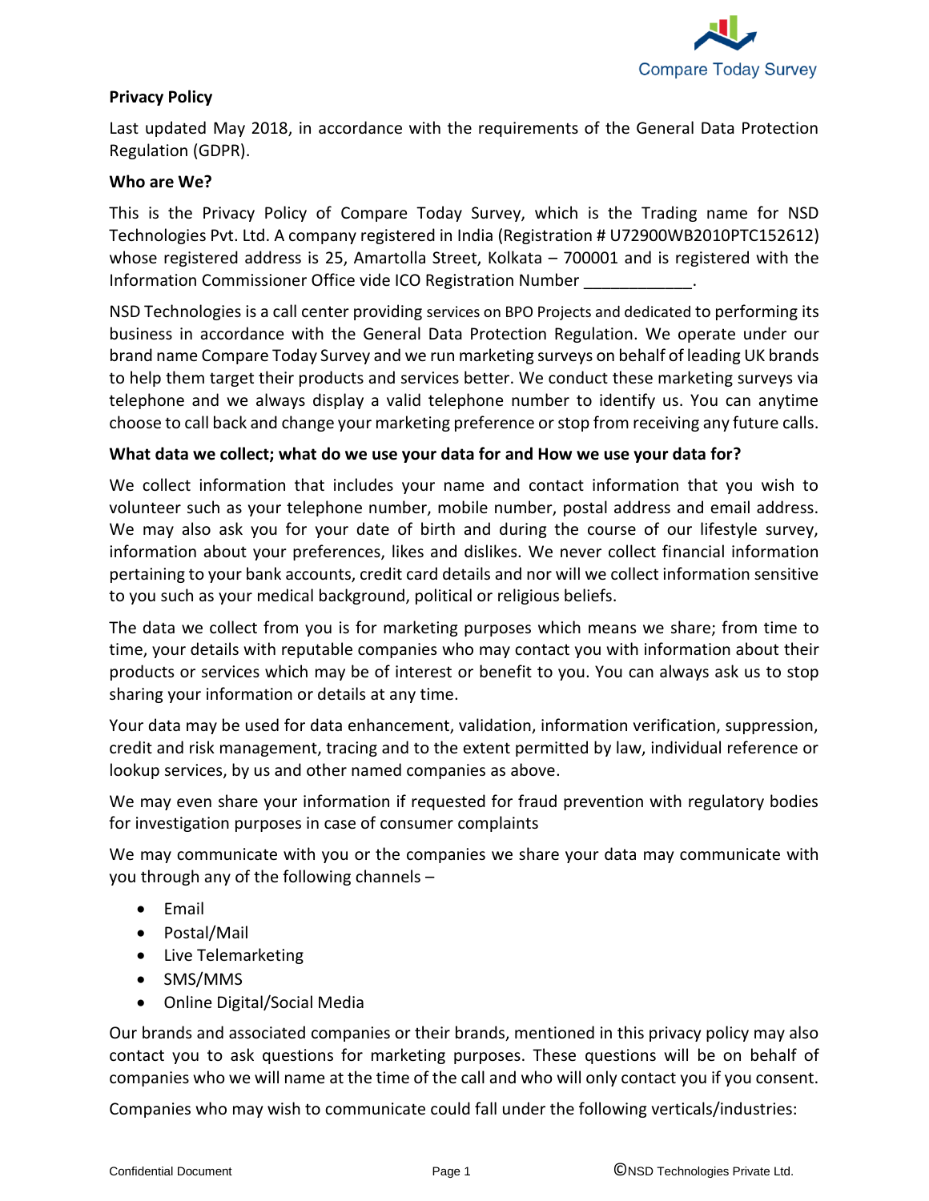**Privacy Policy**

Last updated May 2018, in accordance with the requirements of the General Data Protection Regulation (GDPR).

**Who are We?**

This is the Privacy Policy of Compare Today Survey, which is the Trading name for NSD Technologies Pvt. Ltd. A company registered in India (Registration # U72900WB2010PTC152612) whose registered address is 25, Amartolla Street, Kolkata – 700001 and is registered with the Information Commissioner Office vide ICO Registration Number ____________.

NSD Technologies is a call center providing services on BPO Projects and dedicated to performing its business in accordance with the General Data Protection Regulation. We operate under our brand name Compare Today Survey and we run marketing surveys on behalf of leading UK brands to help them target their products and services better. We conduct these marketing surveys via telephone and we always display a valid telephone number to identify us. You can anytime choose to call back and change your marketing preference or stop from receiving any future calls.

**What data we collect; what do we use your data for and How we use your data for?**

We collect information that includes your name and contact information that you wish to volunteer such as your telephone number, mobile number, postal address and email address. We may also ask you for your date of birth and during the course of our lifestyle survey, information about your preferences, likes and dislikes. We never collect financial information pertaining to your bank accounts, credit card details and nor will we collect information sensitive to you such as your medical background, political or religious beliefs.

The data we collect from you is for marketing purposes which means we share; from time to time, your details with reputable companies who may contact you with information about their products or services which may be of interest or benefit to you. You can always ask us to stop sharing your information or details at any time.

Your data may be used for data enhancement, validation, information verification, suppression, credit and risk management, tracing and to the extent permitted by law, individual reference or lookup services, by us and other named companies as above.

We may even share your information if requested for fraud prevention with regulatory bodies for investigation purposes in case of consumer complaints

We may communicate with you or the companies we share your data may communicate with you through any of the following channels –

- Email
- Postal/Mail
- Live Telemarketing
- SMS/MMS
- Online Digital/Social Media

Our brands and associated companies or their brands, mentioned in this privacy policy may also contact you to ask questions for marketing purposes. These questions will be on behalf of companies who we will name at the time of the call and who will only contact you if you consent.

Companies who may wish to communicate could fall under the following verticals/industries: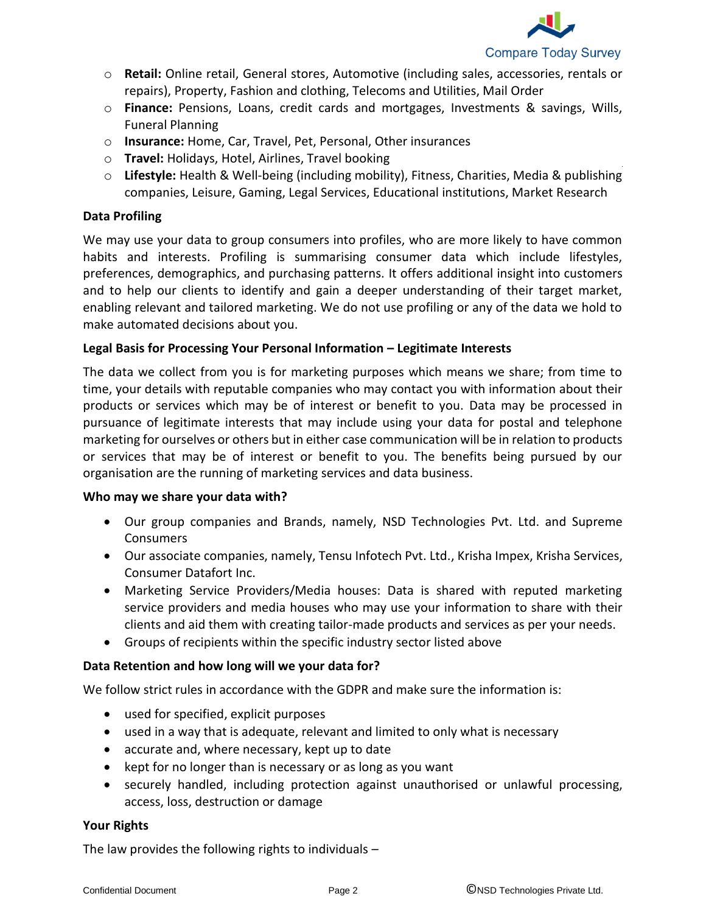- **Retail:** Online retail, General stores, Automotive (including sales, accessories, rentals or repairs), Property, Fashion and clothing, Telecoms and Utilities, Mail Order
- **Finance:** Pensions, Loans, credit cards and mortgages, Investments & savings, Wills, Funeral Planning
- **Insurance:** Home, Car, Travel, Pet, Personal, Other insurances
- **Travel:** Holidays, Hotel, Airlines, Travel booking
- **Lifestyle:** Health & Well-being (including mobility), Fitness, Charities, Media & publishing companies, Leisure, Gaming, Legal Services, Educational institutions, Market Research

**Data Profiling**

We may use your data to group consumers into profiles, who are more likely to have common habits and interests. Profiling is summarising consumer data which include lifestyles, preferences, demographics, and purchasing patterns. It offers additional insight into customers and to help our clients to identify and gain a deeper understanding of their target market, enabling relevant and tailored marketing. We do not use profiling or any of the data we hold to make automated decisions about you.

**Legal Basis for Processing Your Personal Information – Legitimate Interests**

The data we collect from you is for marketing purposes which means we share; from time to time, your details with reputable companies who may contact you with information about their products or services which may be of interest or benefit to you. Data may be processed in pursuance of legitimate interests that may include using your data for postal and telephone marketing for ourselves or others but in either case communication will be in relation to products or services that may be of interest or benefit to you. The benefits being pursued by our organisation are the running of marketing services and data business.

**Who may we share your data with?**

- Our group companies and Brands, namely, NSD Technologies Pvt. Ltd. and Supreme Consumers
- Our associate companies, namely, Tensu Infotech Pvt. Ltd., Krisha Impex, Krisha Services, Consumer Datafort Inc.
- Marketing Service Providers/Media houses: Data is shared with reputed marketing service providers and media houses who may use your information to share with their clients and aid them with creating tailor-made products and services as per your needs.
- Groups of recipients within the specific industry sector listed above

**Data Retention and how long will we your data for?**

We follow strict rules in accordance with the GDPR and make sure the information is:

- used for specified, explicit purposes
- used in a way that is adequate, relevant and limited to only what is necessary
- accurate and, where necessary, kept up to date
- kept for no longer than is necessary or as long as you want
- securely handled, including protection against unauthorised or unlawful processing, access, loss, destruction or damage

**Your Rights**

The law provides the following rights to individuals –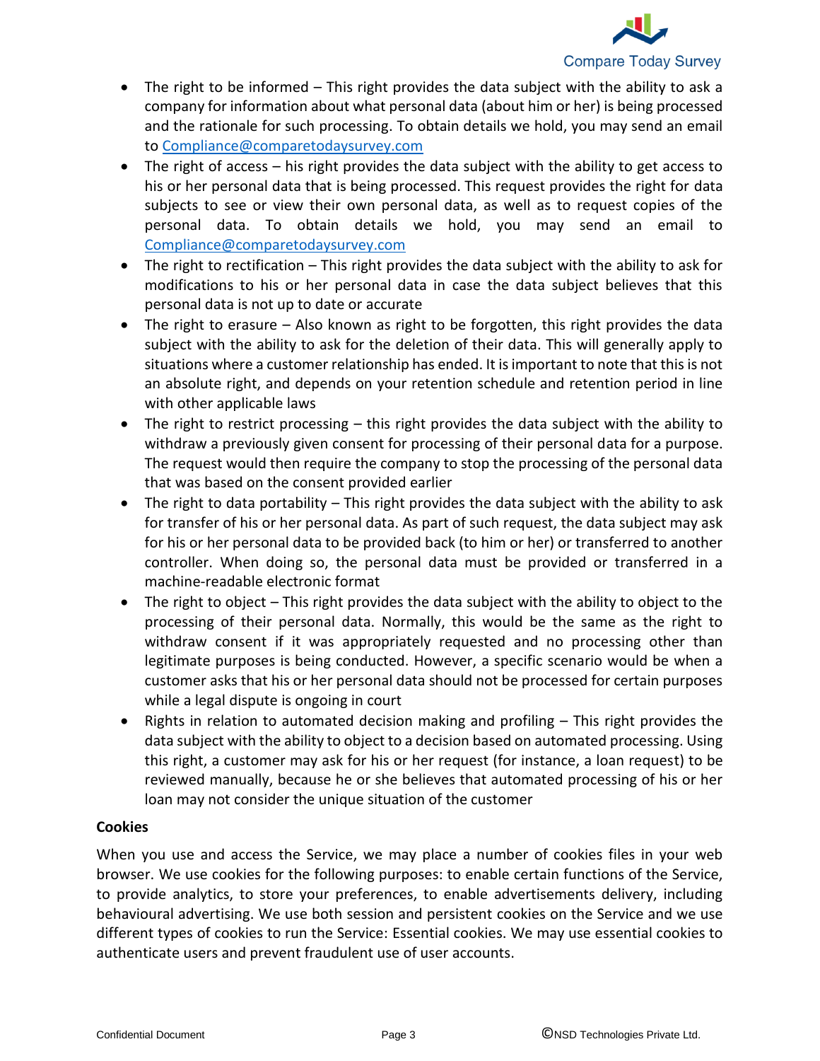- The right to be informed – This right provides the data subject with the ability to ask a company for information about what personal data (about him or her) is being processed and the rationale for such processing. To obtain details we hold, you may send an email to Compliance@comparetodaysurvey.com
- The right of access – his right provides the data subject with the ability to get access to his or her personal data that is being processed. This request provides the right for data subjects to see or view their own personal data, as well as to request copies of the personal data. To obtain details we hold, you may send an email to Compliance@comparetodaysurvey.com
- The right to rectification – This right provides the data subject with the ability to ask for modifications to his or her personal data in case the data subject believes that this personal data is not up to date or accurate
- The right to erasure – Also known as right to be forgotten, this right provides the data subject with the ability to ask for the deletion of their data. This will generally apply to situations where a customer relationship has ended. It is important to note that this is not an absolute right, and depends on your retention schedule and retention period in line with other applicable laws
- The right to restrict processing – this right provides the data subject with the ability to withdraw a previously given consent for processing of their personal data for a purpose. The request would then require the company to stop the processing of the personal data that was based on the consent provided earlier
- The right to data portability – This right provides the data subject with the ability to ask for transfer of his or her personal data. As part of such request, the data subject may ask for his or her personal data to be provided back (to him or her) or transferred to another controller. When doing so, the personal data must be provided or transferred in a machine-readable electronic format
- The right to object – This right provides the data subject with the ability to object to the processing of their personal data. Normally, this would be the same as the right to withdraw consent if it was appropriately requested and no processing other than legitimate purposes is being conducted. However, a specific scenario would be when a customer asks that his or her personal data should not be processed for certain purposes while a legal dispute is ongoing in court
- Rights in relation to automated decision making and profiling – This right provides the data subject with the ability to object to a decision based on automated processing. Using this right, a customer may ask for his or her request (for instance, a loan request) to be reviewed manually, because he or she believes that automated processing of his or her loan may not consider the unique situation of the customer

**Cookies**

When you use and access the Service, we may place a number of cookies files in your web browser. We use cookies for the following purposes: to enable certain functions of the Service, to provide analytics, to store your preferences, to enable advertisements delivery, including behavioural advertising. We use both session and persistent cookies on the Service and we use different types of cookies to run the Service: Essential cookies. We may use essential cookies to authenticate users and prevent fraudulent use of user accounts.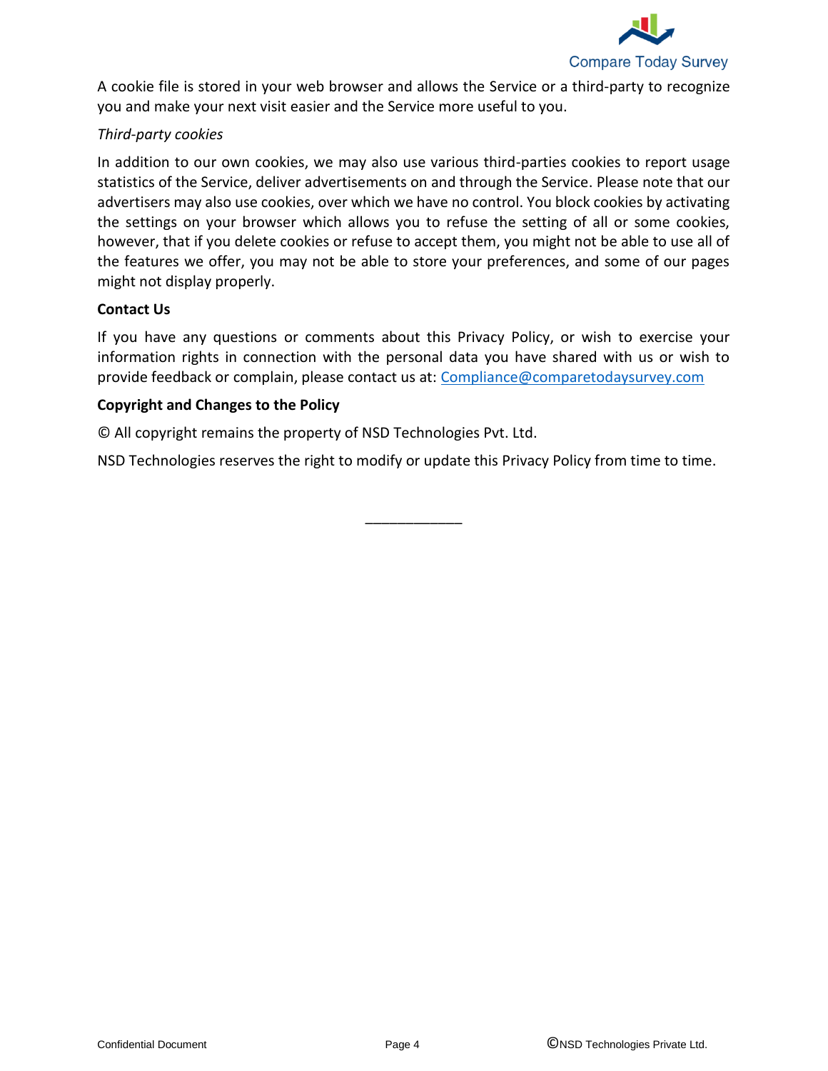A cookie file is stored in your web browser and allows the Service or a third-party to recognize you and make your next visit easier and the Service more useful to you.

*Third-party cookies*

In addition to our own cookies, we may also use various third-parties cookies to report usage statistics of the Service, deliver advertisements on and through the Service. Please note that our advertisers may also use cookies, over which we have no control. You block cookies by activating the settings on your browser which allows you to refuse the setting of all or some cookies, however, that if you delete cookies or refuse to accept them, you might not be able to use all of the features we offer, you may not be able to store your preferences, and some of our pages might not display properly.

**Contact Us**

If you have any questions or comments about this Privacy Policy, or wish to exercise your information rights in connection with the personal data you have shared with us or wish to provide feedback or complain, please contact us at: Compliance@comparetodaysurvey.com

**Copyright and Changes to the Policy**

© All copyright remains the property of NSD Technologies Pvt. Ltd.

NSD Technologies reserves the right to modify or update this Privacy Policy from time to time.

____________